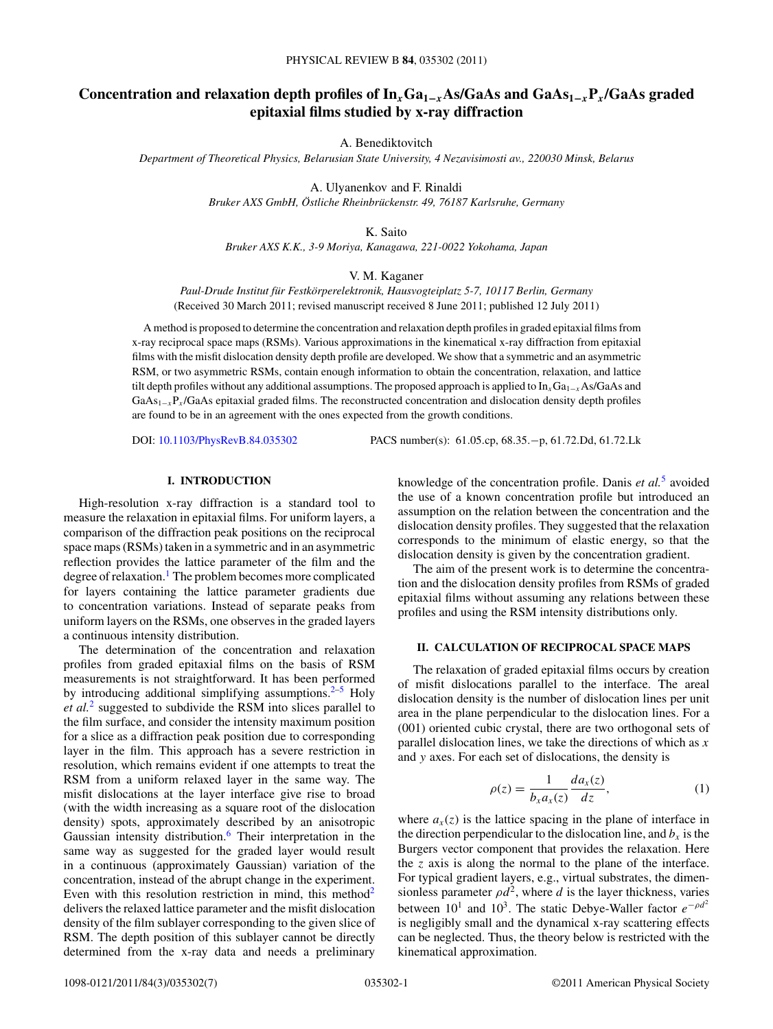# Concentration and relaxation depth profiles of $In_xGa_{1-x}As$/GaAs and $GaAs_{1-x}P_x$/GaAs graded epitaxial films studied by x-ray diffraction

A. Benediktovitch

*Department of Theoretical Physics, Belarusian State University, 4 Nezavisimosti av., 220030 Minsk, Belarus*

A. Ulyanenkov and F. Rinaldi

*Bruker AXS GmbH, Östliche Rheinbrückenstr. 49, 76187 Karlsruhe, Germany*

K. Saito

*Bruker AXS K.K., 3-9 Moriya, Kanagawa, 221-0022 Yokohama, Japan*

V. M. Kaganer

*Paul-Drude Institut für Festkörperelektronik, Hausvogteiplatz 5-7, 10117 Berlin, Germany*

(Received 30 March 2011; revised manuscript received 8 June 2011; published 12 July 2011)

A method is proposed to determine the concentration and relaxation depth profiles in graded epitaxial films from x-ray reciprocal space maps (RSMs). Various approximations in the kinematical x-ray diffraction from epitaxial films with the misfit dislocation density depth profile are developed. We show that a symmetric and an asymmetric RSM, or two asymmetric RSMs, contain enough information to obtain the concentration, relaxation, and lattice tilt depth profiles without any additional assumptions. The proposed approach is applied to $In_xGa_{1-x}As$/GaAs and $GaAs_{1-x}P_x$/GaAs epitaxial graded films. The reconstructed concentration and dislocation density depth profiles are found to be in an agreement with the ones expected from the growth conditions.

DOI: 10.1103/PhysRevB.84.035302 PACS number(s): 61.05.cp, 68.35.−p, 61.72.Dd, 61.72.Lk

## I. INTRODUCTION

High-resolution x-ray diffraction is a standard tool to measure the relaxation in epitaxial films. For uniform layers, a comparison of the diffraction peak positions on the reciprocal space maps (RSMs) taken in a symmetric and in an asymmetric reflection provides the lattice parameter of the film and the degree of relaxation.[1] The problem becomes more complicated for layers containing the lattice parameter gradients due to concentration variations. Instead of separate peaks from uniform layers on the RSMs, one observes in the graded layers a continuous intensity distribution.

The determination of the concentration and relaxation profiles from graded epitaxial films on the basis of RSM measurements is not straightforward. It has been performed by introducing additional simplifying assumptions.[2–5] Holy *et al.*[2] suggested to subdivide the RSM into slices parallel to the film surface, and consider the intensity maximum position for a slice as a diffraction peak position due to corresponding layer in the film. This approach has a severe restriction in resolution, which remains evident if one attempts to treat the RSM from a uniform relaxed layer in the same way. The misfit dislocations at the layer interface give rise to broad (with the width increasing as a square root of the dislocation density) spots, approximately described by an anisotropic Gaussian intensity distribution.[6] Their interpretation in the same way as suggested for the graded layer would result in a continuous (approximately Gaussian) variation of the concentration, instead of the abrupt change in the experiment. Even with this resolution restriction in mind, this method[2] delivers the relaxed lattice parameter and the misfit dislocation density of the film sublayer corresponding to the given slice of RSM. The depth position of this sublayer cannot be directly determined from the x-ray data and needs a preliminary knowledge of the concentration profile. Danis *et al.*[5] avoided the use of a known concentration profile but introduced an assumption on the relation between the concentration and the dislocation density profiles. They suggested that the relaxation corresponds to the minimum of elastic energy, so that the dislocation density is given by the concentration gradient.

The aim of the present work is to determine the concentration and the dislocation density profiles from RSMs of graded epitaxial films without assuming any relations between these profiles and using the RSM intensity distributions only.

## II. CALCULATION OF RECIPROCAL SPACE MAPS

The relaxation of graded epitaxial films occurs by creation of misfit dislocations parallel to the interface. The areal dislocation density is the number of dislocation lines per unit area in the plane perpendicular to the dislocation lines. For a (001) oriented cubic crystal, there are two orthogonal sets of parallel dislocation lines, we take the directions of which as $x$ and $y$ axes. For each set of dislocations, the density is

$$\rho(z) = \frac{1}{b_x a_x(z)} \frac{da_x(z)}{dz}, \tag{1}$$

where $a_x(z)$ is the lattice spacing in the plane of interface in the direction perpendicular to the dislocation line, and $b_x$ is the Burgers vector component that provides the relaxation. Here the $z$ axis is along the normal to the plane of the interface. For typical gradient layers, e.g., virtual substrates, the dimensionless parameter $\rho d^2$, where $d$ is the layer thickness, varies between $10^1$ and $10^3$. The static Debye-Waller factor $e^{-\rho d^2}$ is negligibly small and the dynamical x-ray scattering effects can be neglected. Thus, the theory below is restricted with the kinematical approximation.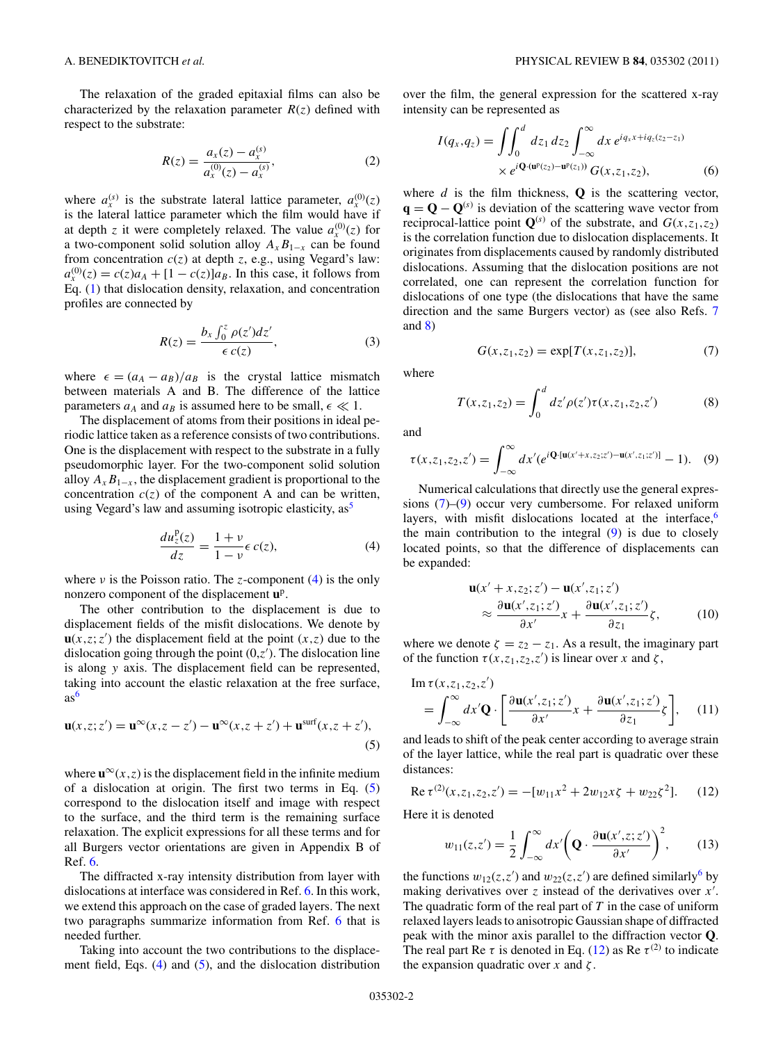The relaxation of the graded epitaxial films can also be characterized by the relaxation parameter $R(z)$ defined with respect to the substrate:

$$R(z) = \frac{a_x(z) - a_x^{(s)}}{a_x^{(0)}(z) - a_x^{(s)}}, \tag{2}$$

where $a_x^{(s)}$ is the substrate lateral lattice parameter, $a_x^{(0)}(z)$ is the lateral lattice parameter which the film would have if at depth $z$ it were completely relaxed. The value $a_x^{(0)}(z)$ for a two-component solid solution alloy $A_x B_{1-x}$ can be found from concentration $c(z)$ at depth $z$, e.g., using Vegard's law: $a_x^{(0)}(z) = c(z) a_A + [1 - c(z)] a_B$. In this case, it follows from Eq. (1) that dislocation density, relaxation, and concentration profiles are connected by

$$R(z) = \frac{b_x \int_0^z \rho(z') dz'}{\epsilon \, c(z)}, \tag{3}$$

where $\epsilon = (a_A - a_B)/a_B$ is the crystal lattice mismatch between materials A and B. The difference of the lattice parameters $a_A$ and $a_B$ is assumed here to be small, $\epsilon \ll 1$.

The displacement of atoms from their positions in ideal periodic lattice taken as a reference consists of two contributions. One is the displacement with respect to the substrate in a fully pseudomorphic layer. For the two-component solid solution alloy $A_x B_{1-x}$, the displacement gradient is proportional to the concentration $c(z)$ of the component A and can be written, using Vegard's law and assuming isotropic elasticity, as[5]

$$\frac{du_z^{\mathrm{p}}(z)}{dz} = \frac{1+\nu}{1-\nu} \epsilon \, c(z), \tag{4}$$

where $\nu$ is the Poisson ratio. The $z$-component (4) is the only nonzero component of the displacement $\mathbf{u}^{\mathrm{p}}$.

The other contribution to the displacement is due to displacement fields of the misfit dislocations. We denote by $\mathbf{u}(x,z;z')$ the displacement field at the point $(x,z)$ due to the dislocation going through the point $(0,z')$. The dislocation line is along $y$ axis. The displacement field can be represented, taking into account the elastic relaxation at the free surface, as[6]

$$\mathbf{u}(x,z;z') = \mathbf{u}^{\infty}(x,z-z') - \mathbf{u}^{\infty}(x,z+z') + \mathbf{u}^{\mathrm{surf}}(x,z+z'), \tag{5}$$

where $\mathbf{u}^{\infty}(x,z)$ is the displacement field in the infinite medium of a dislocation at origin. The first two terms in Eq. (5) correspond to the dislocation itself and image with respect to the surface, and the third term is the remaining surface relaxation. The explicit expressions for all these terms and for all Burgers vector orientations are given in Appendix B of Ref. 6.

The diffracted x-ray intensity distribution from layer with dislocations at interface was considered in Ref. 6. In this work, we extend this approach on the case of graded layers. The next two paragraphs summarize information from Ref. 6 that is needed further.

Taking into account the two contributions to the displacement field, Eqs. (4) and (5), and the dislocation distribution over the film, the general expression for the scattered x-ray intensity can be represented as

$$I(q_x,q_z) = \iint_0^d dz_1 \, dz_2 \int_{-\infty}^{\infty} dx \, e^{iq_x x + iq_z(z_2 - z_1)} \times e^{i\mathbf{Q}\cdot(\mathbf{u}^{\mathrm{p}}(z_2) - \mathbf{u}^{\mathrm{p}}(z_1))} \, G(x,z_1,z_2), \tag{6}$$

where $d$ is the film thickness, $\mathbf{Q}$ is the scattering vector, $\mathbf{q} = \mathbf{Q} - \mathbf{Q}^{(s)}$ is deviation of the scattering wave vector from reciprocal-lattice point $\mathbf{Q}^{(s)}$ of the substrate, and $G(x,z_1,z_2)$ is the correlation function due to dislocation displacements. It originates from displacements caused by randomly distributed dislocations. Assuming that the dislocation positions are not correlated, one can represent the correlation function for dislocations of one type (the dislocations that have the same direction and the same Burgers vector) as (see also Refs. 7 and 8)

$$G(x,z_1,z_2) = \exp[T(x,z_1,z_2)], \tag{7}$$

where

$$T(x,z_1,z_2) = \int_0^d dz' \rho(z') \tau(x,z_1,z_2,z') \tag{8}$$

and

$$\tau(x,z_1,z_2,z') = \int_{-\infty}^{\infty} dx' \left(e^{i\mathbf{Q}\cdot[\mathbf{u}(x'+x,z_2;z') - \mathbf{u}(x',z_1;z')]} - 1\right). \tag{9}$$

Numerical calculations that directly use the general expressions (7)–(9) occur very cumbersome. For relaxed uniform layers, with misfit dislocations located at the interface,[6] the main contribution to the integral (9) is due to closely located points, so that the difference of displacements can be expanded:

$$\mathbf{u}(x'+x,z_2;z') - \mathbf{u}(x',z_1;z') \approx \frac{\partial \mathbf{u}(x',z_1;z')}{\partial x'} x + \frac{\partial \mathbf{u}(x',z_1;z')}{\partial z_1} \zeta, \tag{10}$$

where we denote $\zeta = z_2 - z_1$. As a result, the imaginary part of the function $\tau(x,z_1,z_2,z')$ is linear over $x$ and $\zeta$,

$$\operatorname{Im} \tau(x,z_1,z_2,z') = \int_{-\infty}^{\infty} dx' \mathbf{Q} \cdot \left[ \frac{\partial \mathbf{u}(x',z_1;z')}{\partial x'} x + \frac{\partial \mathbf{u}(x',z_1;z')}{\partial z_1} \zeta \right], \tag{11}$$

and leads to shift of the peak center according to average strain of the layer lattice, while the real part is quadratic over these distances:

$$\operatorname{Re} \tau^{(2)}(x,z_1,z_2,z') = -[w_{11}x^2 + 2w_{12}x\zeta + w_{22}\zeta^2]. \tag{12}$$

Here it is denoted

$$w_{11}(z,z') = \frac{1}{2} \int_{-\infty}^{\infty} dx' \left( \mathbf{Q} \cdot \frac{\partial \mathbf{u}(x',z;z')}{\partial x'} \right)^2, \tag{13}$$

the functions $w_{12}(z,z')$ and $w_{22}(z,z')$ are defined similarly[6] by making derivatives over $z$ instead of the derivatives over $x'$. The quadratic form of the real part of $T$ in the case of uniform relaxed layers leads to anisotropic Gaussian shape of diffracted peak with the minor axis parallel to the diffraction vector $\mathbf{Q}$. The real part Re $\tau$ is denoted in Eq. (12) as Re $\tau^{(2)}$ to indicate the expansion quadratic over $x$ and $\zeta$.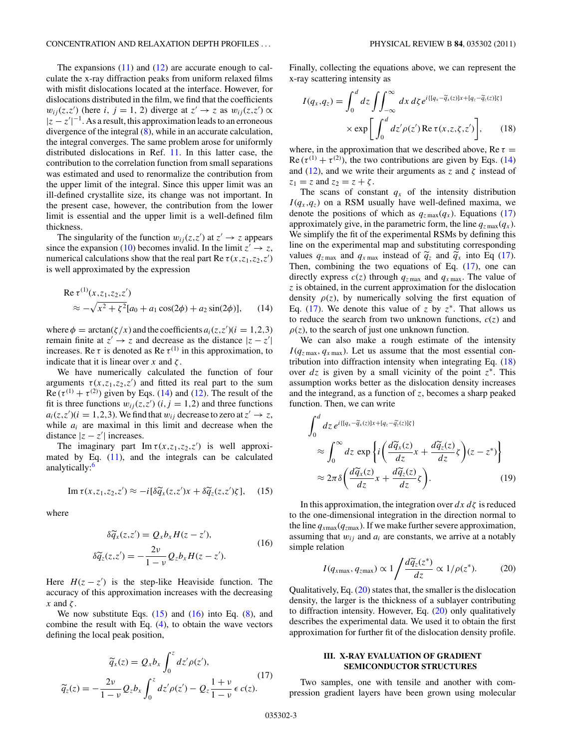The expansions (11) and (12) are accurate enough to calculate the x-ray diffraction peaks from uniform relaxed films with misfit dislocations located at the interface. However, for dislocations distributed in the film, we find that the coefficients $w_{ij}(z,z')$ (here $i$, $j = 1, 2$) diverge at $z' \to z$ as $w_{ij}(z,z') \propto |z - z'|^{-1}$. As a result, this approximation leads to an erroneous divergence of the integral (8), while in an accurate calculation, the integral converges. The same problem arose for uniformly distributed dislocations in Ref. 11. In this latter case, the contribution to the correlation function from small separations was estimated and used to renormalize the contribution from the upper limit of the integral. Since this upper limit was an ill-defined crystallite size, its change was not important. In the present case, however, the contribution from the lower limit is essential and the upper limit is a well-defined film thickness.

The singularity of the function $w_{ij}(z,z')$ at $z' \to z$ appears since the expansion (10) becomes invalid. In the limit $z' \to z$, numerical calculations show that the real part $\mathrm{Re}\,\tau(x,z_1,z_2,z')$ is well approximated by the expression

$$
\mathrm{Re}\,\tau^{(1)}(x,z_1,z_2,z') \approx -\sqrt{x^2+\zeta^2}[a_0 + a_1\cos(2\phi) + a_2\sin(2\phi)], \quad (14)
$$

where $\phi = \arctan(\zeta/x)$ and the coefficients $a_i(z,z')(i = 1,2,3)$ remain finite at $z' \to z$ and decrease as the distance $|z - z'|$ increases. $\mathrm{Re}\,\tau$ is denoted as $\mathrm{Re}\,\tau^{(1)}$ in this approximation, to indicate that it is linear over $x$ and $\zeta$.

We have numerically calculated the function of four arguments $\tau(x,z_1,z_2,z')$ and fitted its real part to the sum $\mathrm{Re}\,(\tau^{(1)} + \tau^{(2)})$ given by Eqs. (14) and (12). The result of the fit is three functions $w_{ij}(z,z')$ $(i,j = 1,2)$ and three functions $a_i(z,z')(i = 1,2,3)$. We find that $w_{ij}$ decrease to zero at $z' \to z$, while $a_i$ are maximal in this limit and decrease when the distance $|z - z'|$ increases.

The imaginary part $\mathrm{Im}\,\tau(x,z_1,z_2,z')$ is well approximated by Eq. (11), and the integrals can be calculated analytically:[6]

$$
\mathrm{Im}\,\tau(x,z_1,z_2,z') \approx -i[\delta\widetilde{q}_x(z,z')x + \delta\widetilde{q}_z(z,z')\zeta], \quad (15)
$$

where

$$
\begin{aligned}
\delta\widetilde{q}_x(z,z') &= Q_x b_x H(z - z'),\\
\delta\widetilde{q}_z(z,z') &= -\frac{2\nu}{1-\nu} Q_z b_x H(z - z').
\end{aligned} \quad (16)
$$

Here $H(z - z')$ is the step-like Heaviside function. The accuracy of this approximation increases with the decreasing $x$ and $\zeta$.

We now substitute Eqs. (15) and (16) into Eq. (8), and combine the result with Eq. (4), to obtain the wave vectors defining the local peak position,

$$
\begin{aligned}
\widetilde{q}_x(z) &= Q_x b_x \int_0^z dz' \rho(z'),\\
\widetilde{q}_z(z) &= -\frac{2\nu}{1-\nu} Q_z b_x \int_0^z dz' \rho(z') - Q_z \frac{1+\nu}{1-\nu}\epsilon\, c(z).
\end{aligned} \quad (17)
$$

Finally, collecting the equations above, we can represent the x-ray scattering intensity as

$$
\begin{aligned}
I(q_x,q_z) = \int_0^d dz \iint_{-\infty}^{\infty} dx\, d\zeta\, e^{i\{[q_x - \widetilde{q}_x(z)]x + [q_z - \widetilde{q}_z(z)]\zeta\}}\\
\times \exp\left[\int_0^d dz' \rho(z')\,\mathrm{Re}\,\tau(x,z,\zeta,z')\right],
\end{aligned} \quad (18)
$$

where, in the approximation that we described above, $\mathrm{Re}\,\tau = \mathrm{Re}\,(\tau^{(1)} + \tau^{(2)})$, the two contributions are given by Eqs. (14) and (12), and we write their arguments as $z$ and $\zeta$ instead of $z_1 = z$ and $z_2 = z + \zeta$.

The scans of constant $q_x$ of the intensity distribution $I(q_x,q_z)$ on a RSM usually have well-defined maxima, we denote the positions of which as $q_{z\,\mathrm{max}}(q_x)$. Equations (17) approximately give, in the parametric form, the line $q_{z\,\mathrm{max}}(q_x)$. We simplify the fit of the experimental RSMs by defining this line on the experimental map and substituting corresponding values $q_{z\,\mathrm{max}}$ and $q_{x\,\mathrm{max}}$ instead of $\widetilde{q}_z$ and $\widetilde{q}_x$ into Eq (17). Then, combining the two equations of Eq. (17), one can directly express $c(z)$ through $q_{z\,\mathrm{max}}$ and $q_{x\,\mathrm{max}}$. The value of $z$ is obtained, in the current approximation for the dislocation density $\rho(z)$, by numerically solving the first equation of Eq. (17). We denote this value of $z$ by $z^*$. That allows us to reduce the search from two unknown functions, $c(z)$ and $\rho(z)$, to the search of just one unknown function.

We can also make a rough estimate of the intensity $I(q_{z\,\mathrm{max}}, q_{x\,\mathrm{max}})$. Let us assume that the most essential contribution into diffraction intensity when integrating Eq. (18) over $dz$ is given by a small vicinity of the point $z^*$. This assumption works better as the dislocation density increases and the integrand, as a function of $z$, becomes a sharp peaked function. Then, we can write

$$
\begin{aligned}
&\int_0^d dz\, e^{i\{[q_x - \widetilde{q}_x(z)]x + [q_z - \widetilde{q}_z(z)]\zeta\}}\\
&\approx \int_0^\infty dz\, \exp\left\{i\left(\frac{d\widetilde{q}_x(z)}{dz}x + \frac{d\widetilde{q}_z(z)}{dz}\zeta\right)(z - z^*)\right\}\\
&\approx 2\pi\,\delta\left(\frac{d\widetilde{q}_x(z)}{dz}x + \frac{d\widetilde{q}_z(z)}{dz}\zeta\right).
\end{aligned} \quad (19)
$$

In this approximation, the integration over $dx\,d\zeta$ is reduced to the one-dimensional integration in the direction normal to the line $q_{x\mathrm{max}}(q_{z\mathrm{max}})$. If we make further severe approximation, assuming that $w_{ij}$ and $a_i$ are constants, we arrive at a notably simple relation

$$
I(q_{x\mathrm{max}}, q_{z\mathrm{max}}) \propto 1 \bigg/ \frac{d\widetilde{q}_z(z^*)}{dz} \propto 1/\rho(z^*). \quad (20)
$$

Qualitatively, Eq. (20) states that, the smaller is the dislocation density, the larger is the thickness of a sublayer contributing to diffraction intensity. However, Eq. (20) only qualitatively describes the experimental data. We used it to obtain the first approximation for further fit of the dislocation density profile.

## III. X-RAY EVALUATION OF GRADIENT SEMICONDUCTOR STRUCTURES

Two samples, one with tensile and another with compression gradient layers have been grown using molecular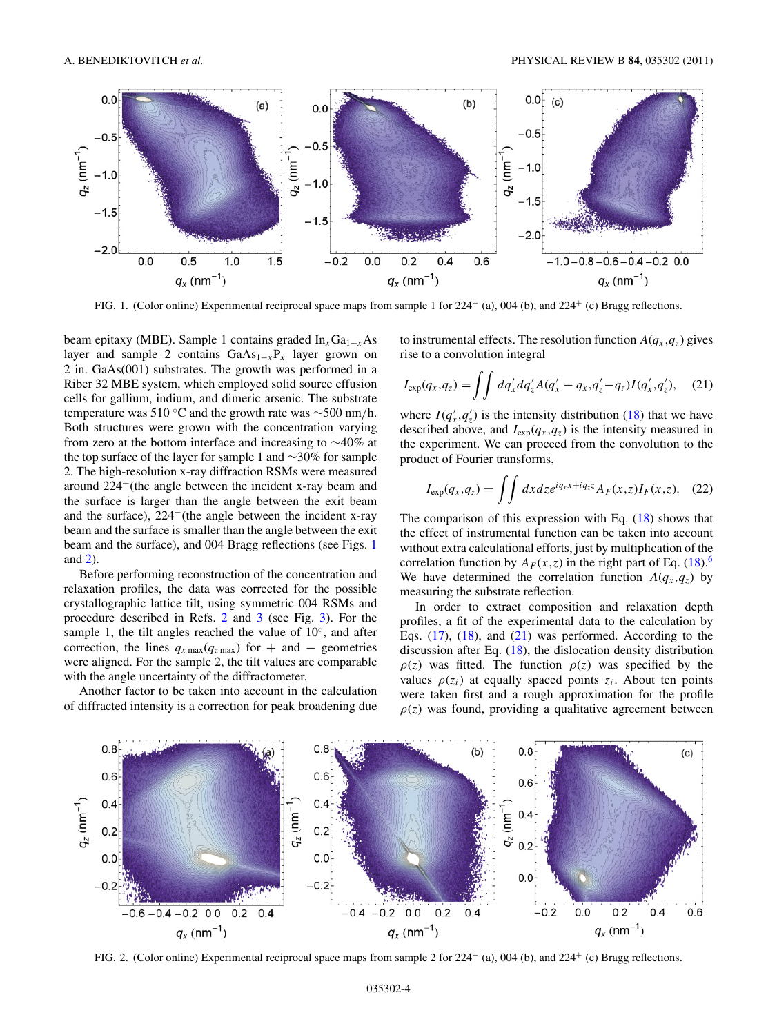FIG. 1. (Color online) Experimental reciprocal space maps from sample 1 for $224^-$ (a), 004 (b), and $224^+$ (c) Bragg reflections.

beam epitaxy (MBE). Sample 1 contains graded $In_xGa_{1-x}As$ layer and sample 2 contains $GaAs_{1-x}P_x$ layer grown on 2 in. GaAs(001) substrates. The growth was performed in a Riber 32 MBE system, which employed solid source effusion cells for gallium, indium, and dimeric arsenic. The substrate temperature was 510 °C and the growth rate was ∼500 nm/h. Both structures were grown with the concentration varying from zero at the bottom interface and increasing to ∼40% at the top surface of the layer for sample 1 and ∼30% for sample 2. The high-resolution x-ray diffraction RSMs were measured around $224^+$(the angle between the incident x-ray beam and the surface is larger than the angle between the exit beam and the surface), $224^-$(the angle between the incident x-ray beam and the surface is smaller than the angle between the exit beam and the surface), and 004 Bragg reflections (see Figs. 1 and 2).

Before performing reconstruction of the concentration and relaxation profiles, the data was corrected for the possible crystallographic lattice tilt, using symmetric 004 RSMs and procedure described in Refs. 2 and 3 (see Fig. 3). For the sample 1, the tilt angles reached the value of 10°, and after correction, the lines $q_{x\,\max}(q_{z\,\max})$ for + and − geometries were aligned. For the sample 2, the tilt values are comparable with the angle uncertainty of the diffractometer.

Another factor to be taken into account in the calculation of diffracted intensity is a correction for peak broadening due to instrumental effects. The resolution function $A(q_x,q_z)$ gives rise to a convolution integral

$$I_{\text{exp}}(q_x,q_z) = \iint dq'_x dq'_z A(q'_x - q_x, q'_z - q_z) I(q'_x,q'_z), \quad (21)$$

where $I(q'_x,q'_z)$ is the intensity distribution (18) that we have described above, and $I_{\text{exp}}(q_x,q_z)$ is the intensity measured in the experiment. We can proceed from the convolution to the product of Fourier transforms,

$$I_{\text{exp}}(q_x,q_z) = \iint dx dz e^{iq_x x + iq_z z} A_F(x,z) I_F(x,z). \quad (22)$$

The comparison of this expression with Eq. (18) shows that the effect of instrumental function can be taken into account without extra calculational efforts, just by multiplication of the correlation function by $A_F(x,z)$ in the right part of Eq. (18).[6] We have determined the correlation function $A(q_x,q_z)$ by measuring the substrate reflection.

In order to extract composition and relaxation depth profiles, a fit of the experimental data to the calculation by Eqs. (17), (18), and (21) was performed. According to the discussion after Eq. (18), the dislocation density distribution $\rho(z)$ was fitted. The function $\rho(z)$ was specified by the values $\rho(z_i)$ at equally spaced points $z_i$. About ten points were taken first and a rough approximation for the profile $\rho(z)$ was found, providing a qualitative agreement between

FIG. 2. (Color online) Experimental reciprocal space maps from sample 2 for $224^-$ (a), 004 (b), and $224^+$ (c) Bragg reflections.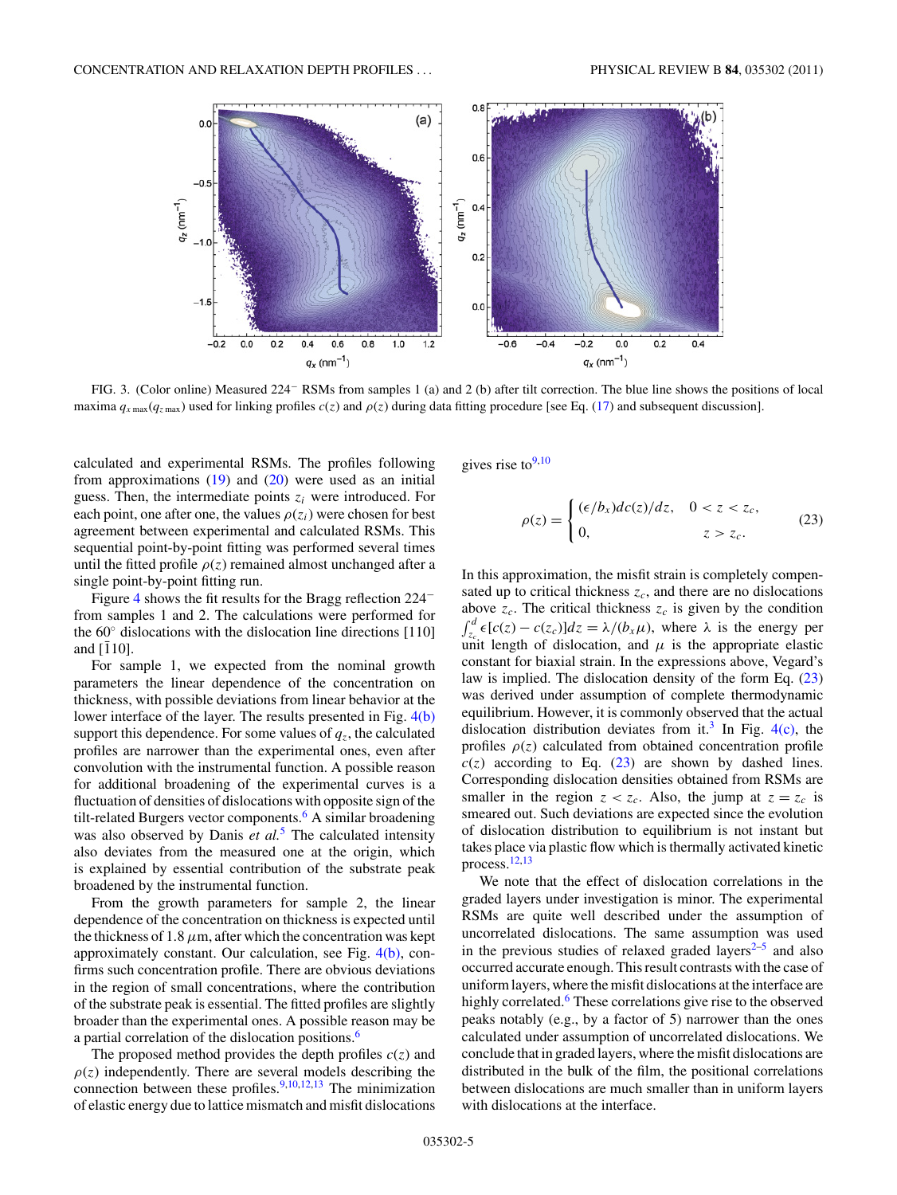FIG. 3. (Color online) Measured $224^-$ RSMs from samples 1 (a) and 2 (b) after tilt correction. The blue line shows the positions of local maxima $q_{x\,\max}(q_{z\,\max})$ used for linking profiles $c(z)$ and $\rho(z)$ during data fitting procedure [see Eq. (17) and subsequent discussion].

calculated and experimental RSMs. The profiles following from approximations (19) and (20) were used as an initial guess. Then, the intermediate points $z_i$ were introduced. For each point, one after one, the values $\rho(z_i)$ were chosen for best agreement between experimental and calculated RSMs. This sequential point-by-point fitting was performed several times until the fitted profile $\rho(z)$ remained almost unchanged after a single point-by-point fitting run.

Figure 4 shows the fit results for the Bragg reflection $224^-$ from samples 1 and 2. The calculations were performed for the 60° dislocations with the dislocation line directions [110] and $[\bar{1}10]$.

For sample 1, we expected from the nominal growth parameters the linear dependence of the concentration on thickness, with possible deviations from linear behavior at the lower interface of the layer. The results presented in Fig. 4(b) support this dependence. For some values of $q_z$, the calculated profiles are narrower than the experimental ones, even after convolution with the instrumental function. A possible reason for additional broadening of the experimental curves is a fluctuation of densities of dislocations with opposite sign of the tilt-related Burgers vector components.[6] A similar broadening was also observed by Danis *et al.*[5] The calculated intensity also deviates from the measured one at the origin, which is explained by essential contribution of the substrate peak broadened by the instrumental function.

From the growth parameters for sample 2, the linear dependence of the concentration on thickness is expected until the thickness of 1.8 $\mu$m, after which the concentration was kept approximately constant. Our calculation, see Fig. 4(b), confirms such concentration profile. There are obvious deviations in the region of small concentrations, where the contribution of the substrate peak is essential. The fitted profiles are slightly broader than the experimental ones. A possible reason may be a partial correlation of the dislocation positions.[6]

The proposed method provides the depth profiles $c(z)$ and $\rho(z)$ independently. There are several models describing the connection between these profiles.[9,10,12,13] The minimization of elastic energy due to lattice mismatch and misfit dislocations gives rise to[9,10]

$$\rho(z) = \begin{cases} (\epsilon/b_x)dc(z)/dz, & 0 < z < z_c, \\ 0, & z > z_c. \end{cases} \tag{23}$$

In this approximation, the misfit strain is completely compensated up to critical thickness $z_c$, and there are no dislocations above $z_c$. The critical thickness $z_c$ is given by the condition $\int_{z_c}^{d} \epsilon[c(z) - c(z_c)]dz = \lambda/(b_x\mu)$, where $\lambda$ is the energy per unit length of dislocation, and $\mu$ is the appropriate elastic constant for biaxial strain. In the expressions above, Vegard's law is implied. The dislocation density of the form Eq. (23) was derived under assumption of complete thermodynamic equilibrium. However, it is commonly observed that the actual dislocation distribution deviates from it.[3] In Fig. 4(c), the profiles $\rho(z)$ calculated from obtained concentration profile $c(z)$ according to Eq. (23) are shown by dashed lines. Corresponding dislocation densities obtained from RSMs are smaller in the region $z < z_c$. Also, the jump at $z = z_c$ is smeared out. Such deviations are expected since the evolution of dislocation distribution to equilibrium is not instant but takes place via plastic flow which is thermally activated kinetic process.[12,13]

We note that the effect of dislocation correlations in the graded layers under investigation is minor. The experimental RSMs are quite well described under the assumption of uncorrelated dislocations. The same assumption was used in the previous studies of relaxed graded layers[2–5] and also occurred accurate enough. This result contrasts with the case of uniform layers, where the misfit dislocations at the interface are highly correlated.[6] These correlations give rise to the observed peaks notably (e.g., by a factor of 5) narrower than the ones calculated under assumption of uncorrelated dislocations. We conclude that in graded layers, where the misfit dislocations are distributed in the bulk of the film, the positional correlations between dislocations are much smaller than in uniform layers with dislocations at the interface.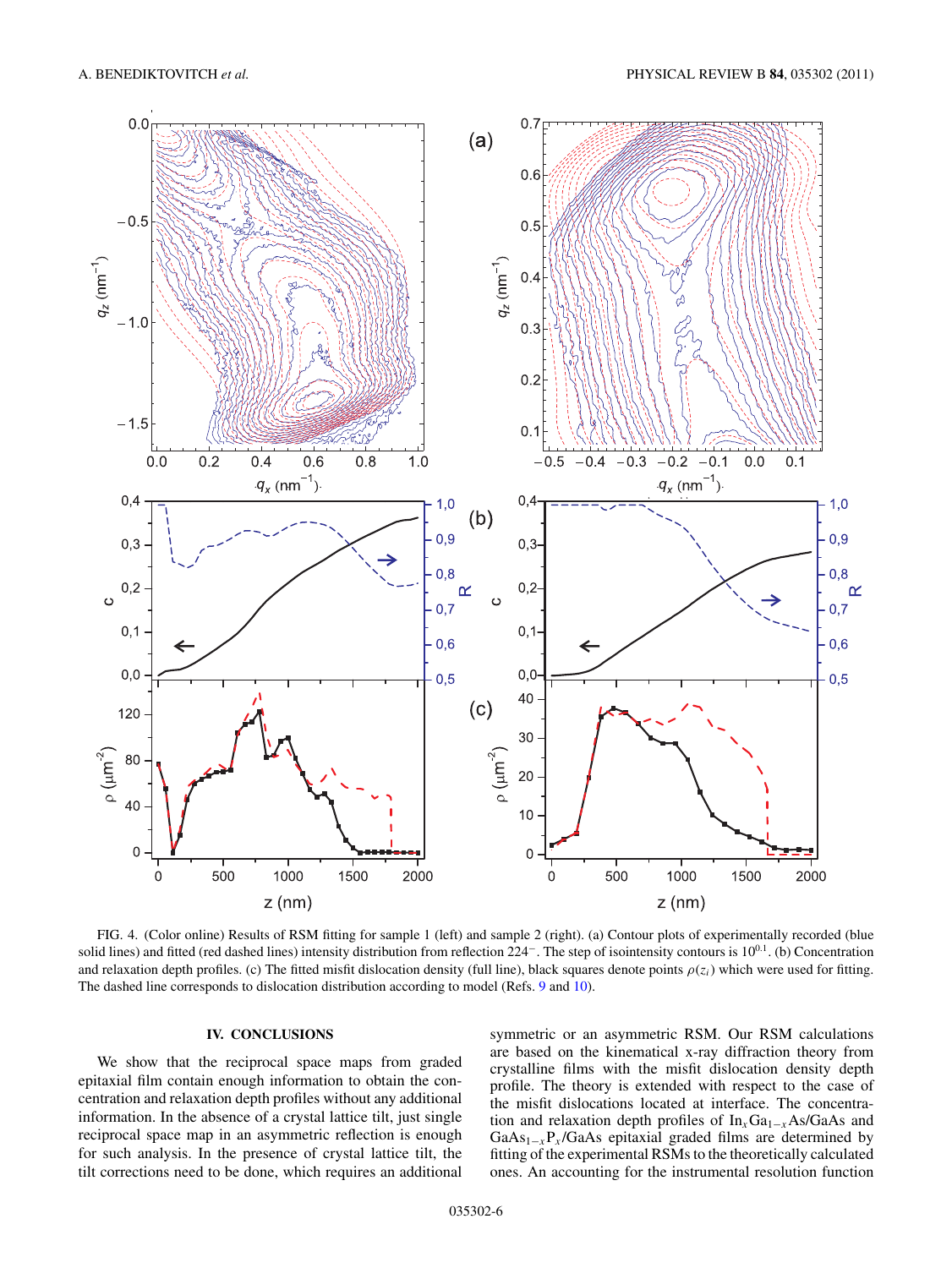FIG. 4. (Color online) Results of RSM fitting for sample 1 (left) and sample 2 (right). (a) Contour plots of experimentally recorded (blue solid lines) and fitted (red dashed lines) intensity distribution from reflection $22\bar{4}^{-}$. The step of isointensity contours is $10^{0.1}$. (b) Concentration and relaxation depth profiles. (c) The fitted misfit dislocation density (full line), black squares denote points $\rho(z_i)$ which were used for fitting. The dashed line corresponds to dislocation distribution according to model (Refs. 9 and 10).

## IV. CONCLUSIONS

We show that the reciprocal space maps from graded epitaxial film contain enough information to obtain the concentration and relaxation depth profiles without any additional information. In the absence of a crystal lattice tilt, just single reciprocal space map in an asymmetric reflection is enough for such analysis. In the presence of crystal lattice tilt, the tilt corrections need to be done, which requires an additional symmetric or an asymmetric RSM. Our RSM calculations are based on the kinematical x-ray diffraction theory from crystalline films with the misfit dislocation density depth profile. The theory is extended with respect to the case of the misfit dislocations located at interface. The concentration and relaxation depth profiles of $In_xGa_{1-x}As$/GaAs and $GaAs_{1-x}P_x$/GaAs epitaxial graded films are determined by fitting of the experimental RSMs to the theoretically calculated ones. An accounting for the instrumental resolution function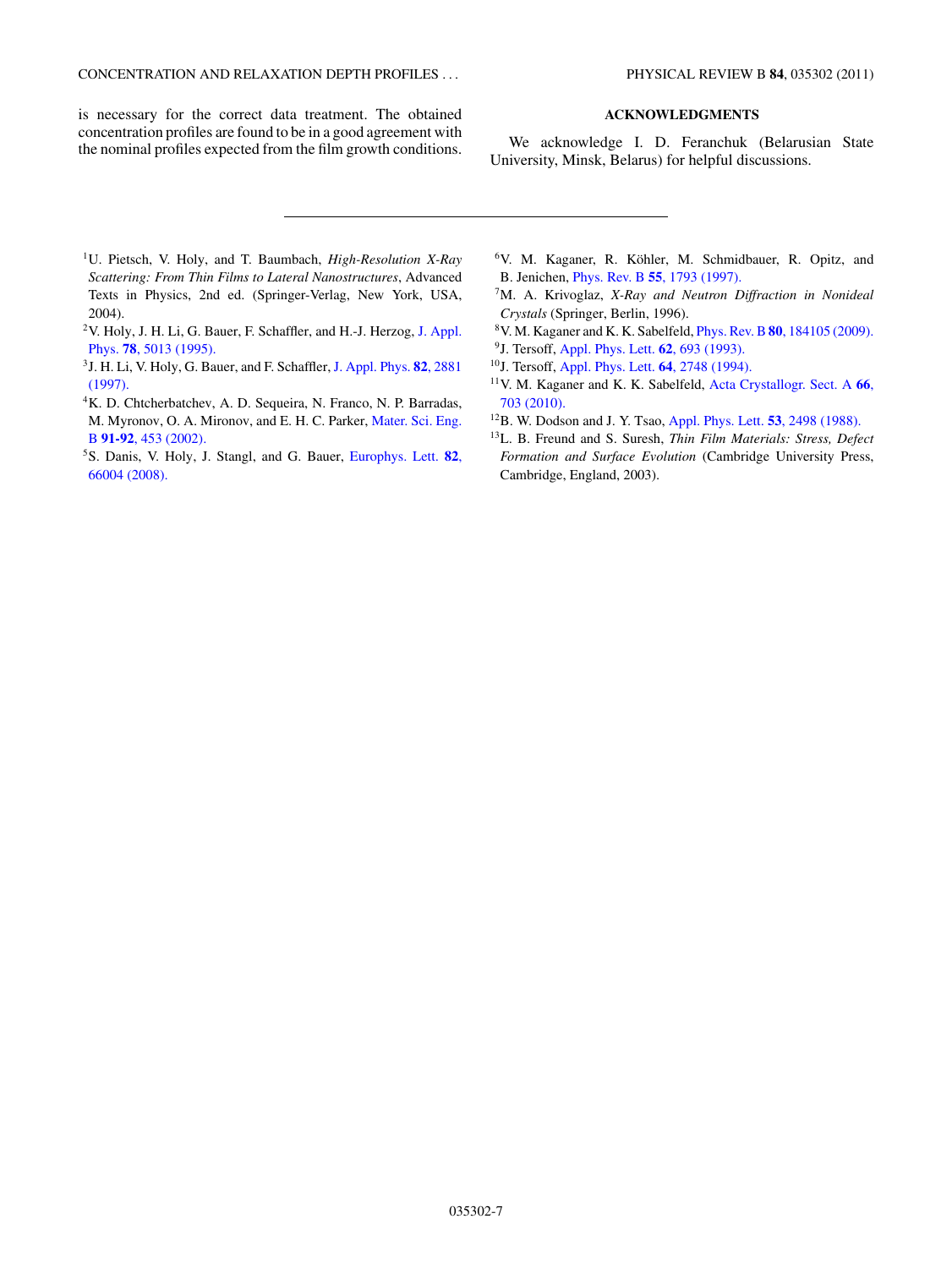is necessary for the correct data treatment. The obtained concentration profiles are found to be in a good agreement with the nominal profiles expected from the film growth conditions.

## ACKNOWLEDGMENTS

We acknowledge I. D. Feranchuk (Belarusian State University, Minsk, Belarus) for helpful discussions.

---

[1] U. Pietsch, V. Holy, and T. Baumbach, *High-Resolution X-Ray Scattering: From Thin Films to Lateral Nanostructures*, Advanced Texts in Physics, 2nd ed. (Springer-Verlag, New York, USA, 2004).

[2] V. Holy, J. H. Li, G. Bauer, F. Schaffler, and H.-J. Herzog, J. Appl. Phys. **78**, 5013 (1995).

[3] J. H. Li, V. Holy, G. Bauer, and F. Schaffler, J. Appl. Phys. **82**, 2881 (1997).

[4] K. D. Chtcherbatchev, A. D. Sequeira, N. Franco, N. P. Barradas, M. Myronov, O. A. Mironov, and E. H. C. Parker, Mater. Sci. Eng. B **91-92**, 453 (2002).

[5] S. Danis, V. Holy, J. Stangl, and G. Bauer, Europhys. Lett. **82**, 66004 (2008).

[6] V. M. Kaganer, R. Köhler, M. Schmidbauer, R. Opitz, and B. Jenichen, Phys. Rev. B **55**, 1793 (1997).

[7] M. A. Krivoglaz, *X-Ray and Neutron Diffraction in Nonideal Crystals* (Springer, Berlin, 1996).

[8] V. M. Kaganer and K. K. Sabelfeld, Phys. Rev. B **80**, 184105 (2009).

[9] J. Tersoff, Appl. Phys. Lett. **62**, 693 (1993).

[10] J. Tersoff, Appl. Phys. Lett. **64**, 2748 (1994).

[11] V. M. Kaganer and K. K. Sabelfeld, Acta Crystallogr. Sect. A **66**, 703 (2010).

[12] B. W. Dodson and J. Y. Tsao, Appl. Phys. Lett. **53**, 2498 (1988).

[13] L. B. Freund and S. Suresh, *Thin Film Materials: Stress, Defect Formation and Surface Evolution* (Cambridge University Press, Cambridge, England, 2003).